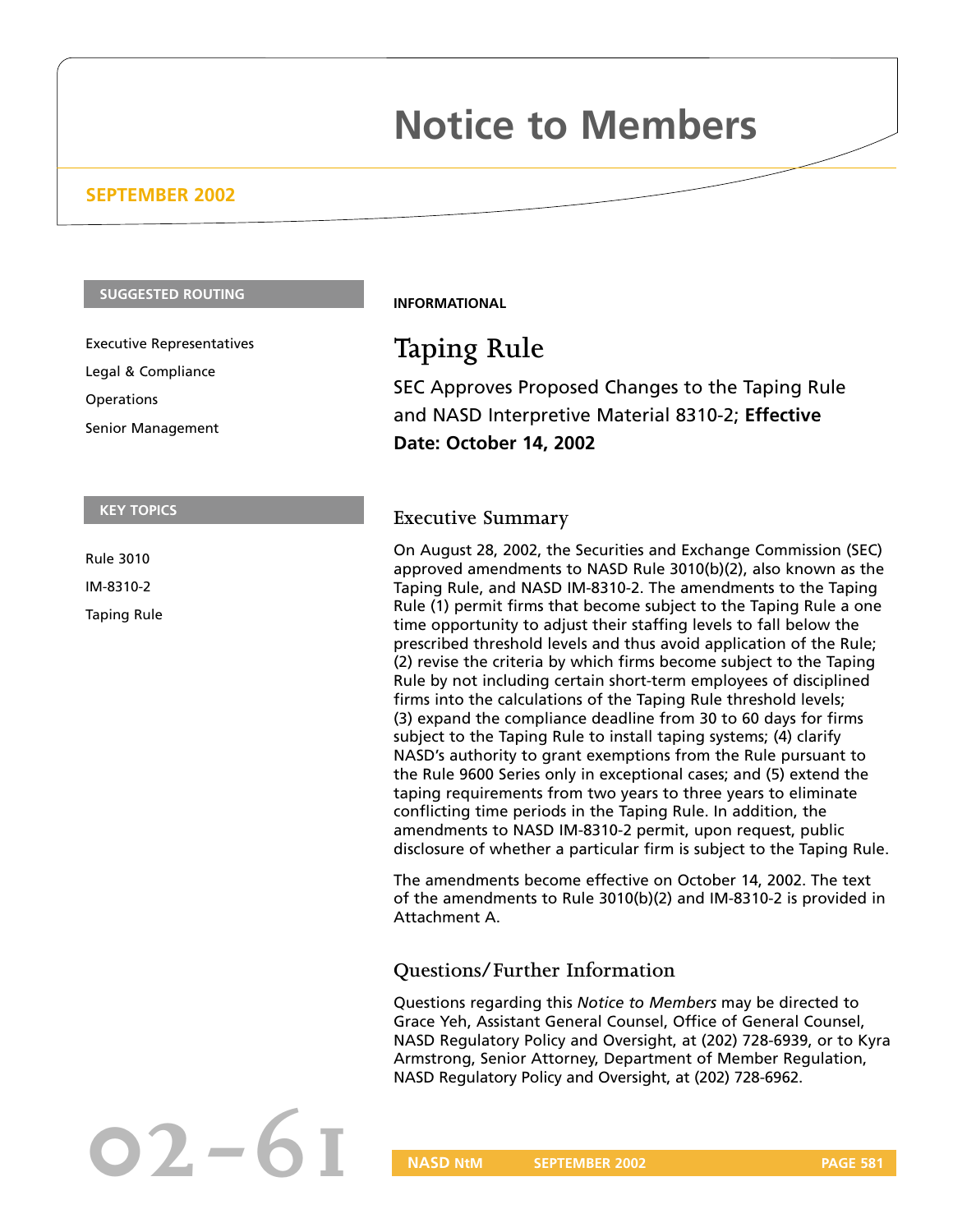# Notice to Members

**SEPTEMBER 2002**

**SUGGESTED ROUTING**

Executive Representatives

Legal & Compliance

Operations

Senior Management

**KEY TOPICS**

Rule 3010

IM-8310-2

Taping Rule

**INFORMATIONAL**

## Taping Rule

SEC Approves Proposed Changes to the Taping Rule and NASD Interpretive Material 8310-2; **Effective Date: October 14, 2002**

### Executive Summary

On August 28, 2002, the Securities and Exchange Commission (SEC) approved amendments to NASD Rule 3010(b)(2), also known as the Taping Rule, and NASD IM-8310-2. The amendments to the Taping Rule (1) permit firms that become subject to the Taping Rule a one time opportunity to adjust their staffing levels to fall below the prescribed threshold levels and thus avoid application of the Rule; (2) revise the criteria by which firms become subject to the Taping Rule by not including certain short-term employees of disciplined firms into the calculations of the Taping Rule threshold levels; (3) expand the compliance deadline from 30 to 60 days for firms subject to the Taping Rule to install taping systems; (4) clarify NASD's authority to grant exemptions from the Rule pursuant to the Rule 9600 Series only in exceptional cases; and (5) extend the taping requirements from two years to three years to eliminate conflicting time periods in the Taping Rule. In addition, the amendments to NASD IM-8310-2 permit, upon request, public disclosure of whether a particular firm is subject to the Taping Rule.

The amendments become effective on October 14, 2002. The text of the amendments to Rule 3010(b)(2) and IM-8310-2 is provided in Attachment A.

### Questions/Further Information

Questions regarding this *Notice to Members* may be directed to Grace Yeh, Assistant General Counsel, Office of General Counsel, NASD Regulatory Policy and Oversight, at (202) 728-6939, or to Kyra Armstrong, Senior Attorney, Department of Member Regulation, NASD Regulatory Policy and Oversight, at (202) 728-6962.

02-61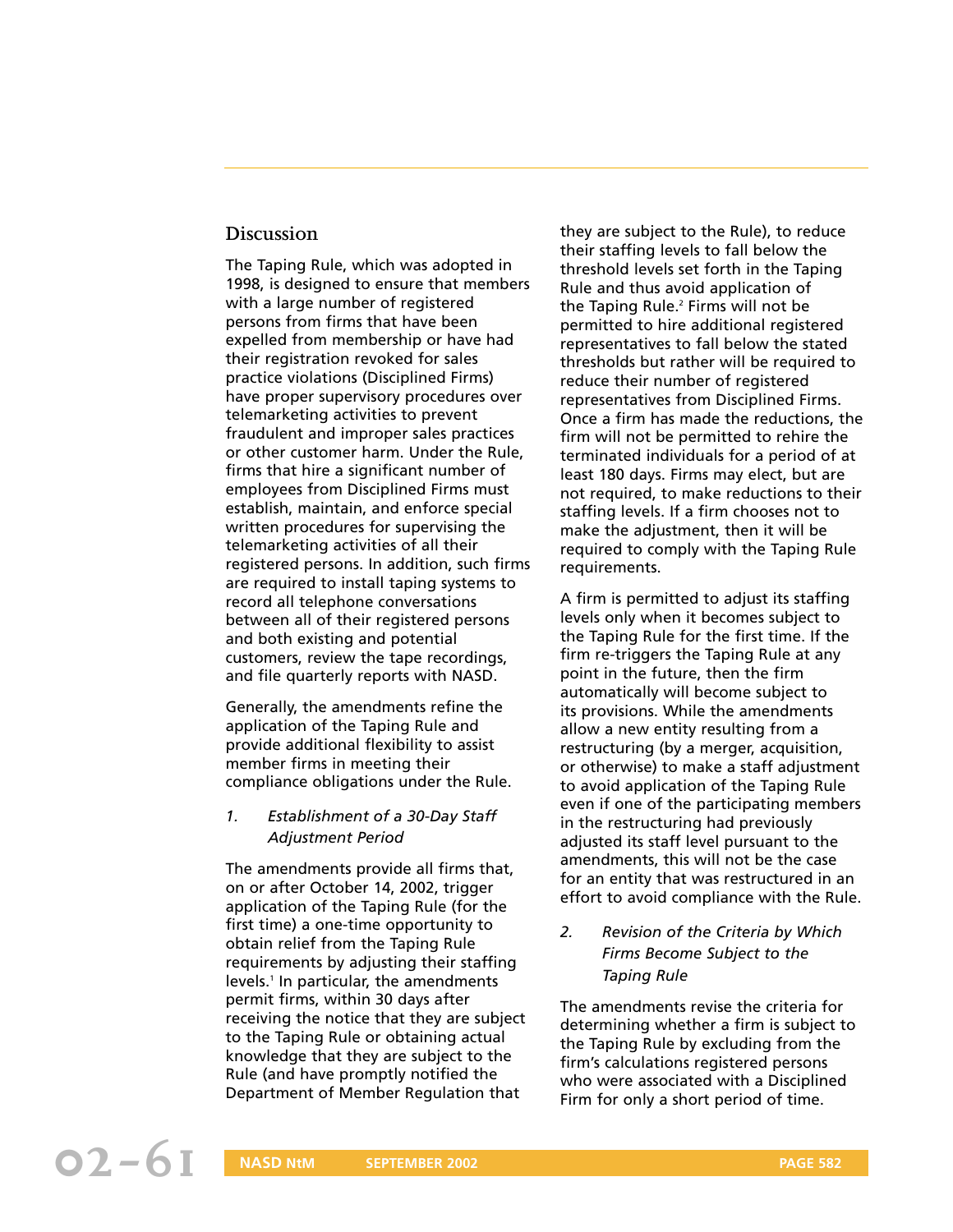## Discussion

The Taping Rule, which was adopted in 1998, is designed to ensure that members with a large number of registered persons from firms that have been expelled from membership or have had their registration revoked for sales practice violations (Disciplined Firms) have proper supervisory procedures over telemarketing activities to prevent fraudulent and improper sales practices or other customer harm. Under the Rule, firms that hire a significant number of employees from Disciplined Firms must establish, maintain, and enforce special written procedures for supervising the telemarketing activities of all their registered persons. In addition, such firms are required to install taping systems to record all telephone conversations between all of their registered persons and both existing and potential customers, review the tape recordings, and file quarterly reports with NASD.

Generally, the amendments refine the application of the Taping Rule and provide additional flexibility to assist member firms in meeting their compliance obligations under the Rule.

### 1. *Establishment of a 30-Day Staff Adjustment Period*

The amendments provide all firms that, on or after October 14, 2002, trigger application of the Taping Rule (for the first time) a one-time opportunity to obtain relief from the Taping Rule requirements by adjusting their staffing levels.[1] In particular, the amendments permit firms, within 30 days after receiving the notice that they are subject to the Taping Rule or obtaining actual knowledge that they are subject to the Rule (and have promptly notified the Department of Member Regulation that they are subject to the Rule), to reduce their staffing levels to fall below the threshold levels set forth in the Taping Rule and thus avoid application of the Taping Rule.[2] Firms will not be permitted to hire additional registered representatives to fall below the stated thresholds but rather will be required to reduce their number of registered representatives from Disciplined Firms. Once a firm has made the reductions, the firm will not be permitted to rehire the terminated individuals for a period of at least 180 days. Firms may elect, but are not required, to make reductions to their staffing levels. If a firm chooses not to make the adjustment, then it will be required to comply with the Taping Rule requirements.

A firm is permitted to adjust its staffing levels only when it becomes subject to the Taping Rule for the first time. If the firm re-triggers the Taping Rule at any point in the future, then the firm automatically will become subject to its provisions. While the amendments allow a new entity resulting from a restructuring (by a merger, acquisition, or otherwise) to make a staff adjustment to avoid application of the Taping Rule even if one of the participating members in the restructuring had previously adjusted its staff level pursuant to the amendments, this will not be the case for an entity that was restructured in an effort to avoid compliance with the Rule.

### 2. *Revision of the Criteria by Which Firms Become Subject to the Taping Rule*

The amendments revise the criteria for determining whether a firm is subject to the Taping Rule by excluding from the firm's calculations registered persons who were associated with a Disciplined Firm for only a short period of time.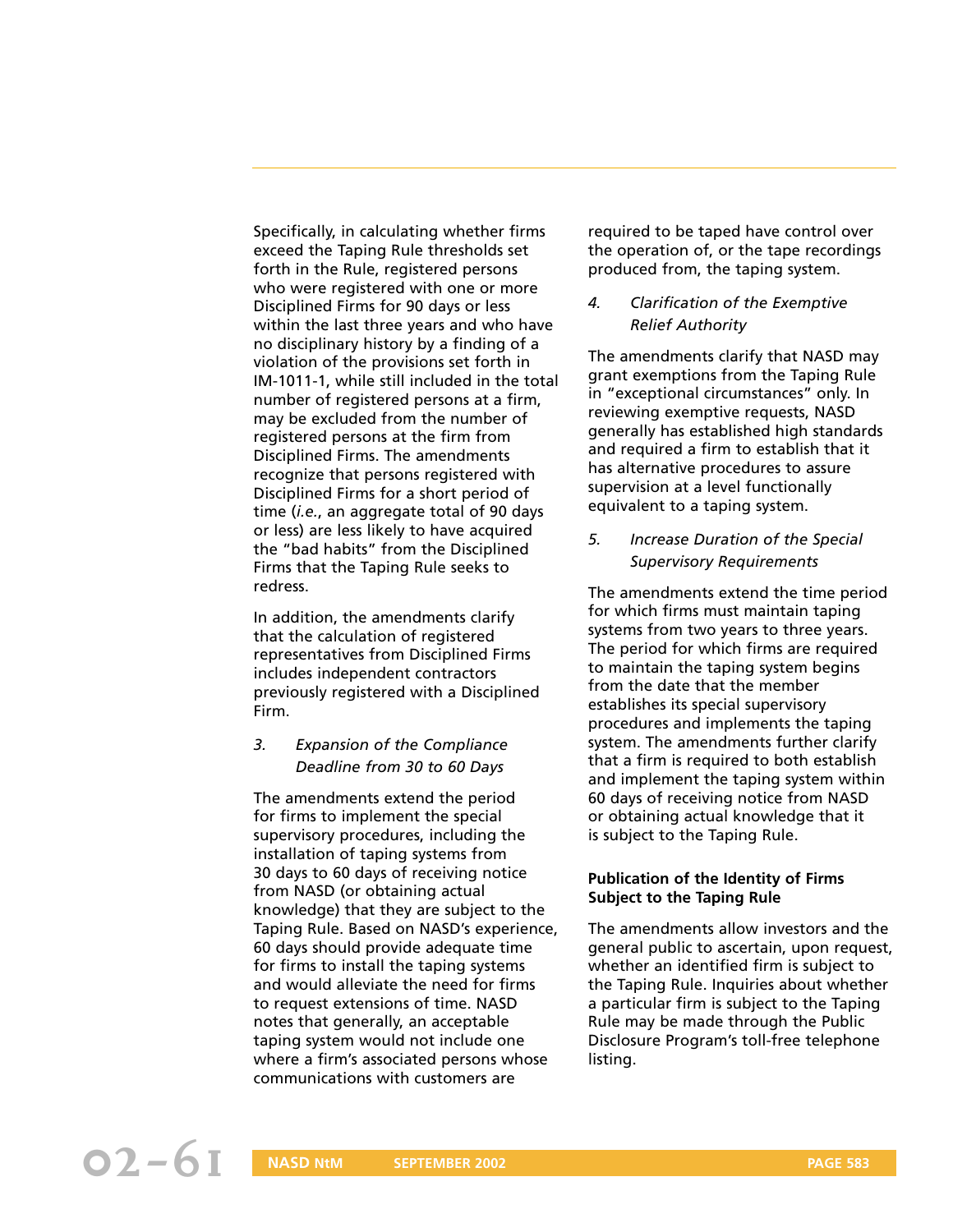Specifically, in calculating whether firms exceed the Taping Rule thresholds set forth in the Rule, registered persons who were registered with one or more Disciplined Firms for 90 days or less within the last three years and who have no disciplinary history by a finding of a violation of the provisions set forth in IM-1011-1, while still included in the total number of registered persons at a firm, may be excluded from the number of registered persons at the firm from Disciplined Firms. The amendments recognize that persons registered with Disciplined Firms for a short period of time (*i.e.*, an aggregate total of 90 days or less) are less likely to have acquired the "bad habits" from the Disciplined Firms that the Taping Rule seeks to redress.

In addition, the amendments clarify that the calculation of registered representatives from Disciplined Firms includes independent contractors previously registered with a Disciplined Firm.

*3. Expansion of the Compliance Deadline from 30 to 60 Days*

The amendments extend the period for firms to implement the special supervisory procedures, including the installation of taping systems from 30 days to 60 days of receiving notice from NASD (or obtaining actual knowledge) that they are subject to the Taping Rule. Based on NASD's experience, 60 days should provide adequate time for firms to install the taping systems and would alleviate the need for firms to request extensions of time. NASD notes that generally, an acceptable taping system would not include one where a firm's associated persons whose communications with customers are required to be taped have control over the operation of, or the tape recordings produced from, the taping system.

*4. Clarification of the Exemptive Relief Authority*

The amendments clarify that NASD may grant exemptions from the Taping Rule in "exceptional circumstances" only. In reviewing exemptive requests, NASD generally has established high standards and required a firm to establish that it has alternative procedures to assure supervision at a level functionally equivalent to a taping system.

*5. Increase Duration of the Special Supervisory Requirements*

The amendments extend the time period for which firms must maintain taping systems from two years to three years. The period for which firms are required to maintain the taping system begins from the date that the member establishes its special supervisory procedures and implements the taping system. The amendments further clarify that a firm is required to both establish and implement the taping system within 60 days of receiving notice from NASD or obtaining actual knowledge that it is subject to the Taping Rule.

**Publication of the Identity of Firms Subject to the Taping Rule**

The amendments allow investors and the general public to ascertain, upon request, whether an identified firm is subject to the Taping Rule. Inquiries about whether a particular firm is subject to the Taping Rule may be made through the Public Disclosure Program's toll-free telephone listing.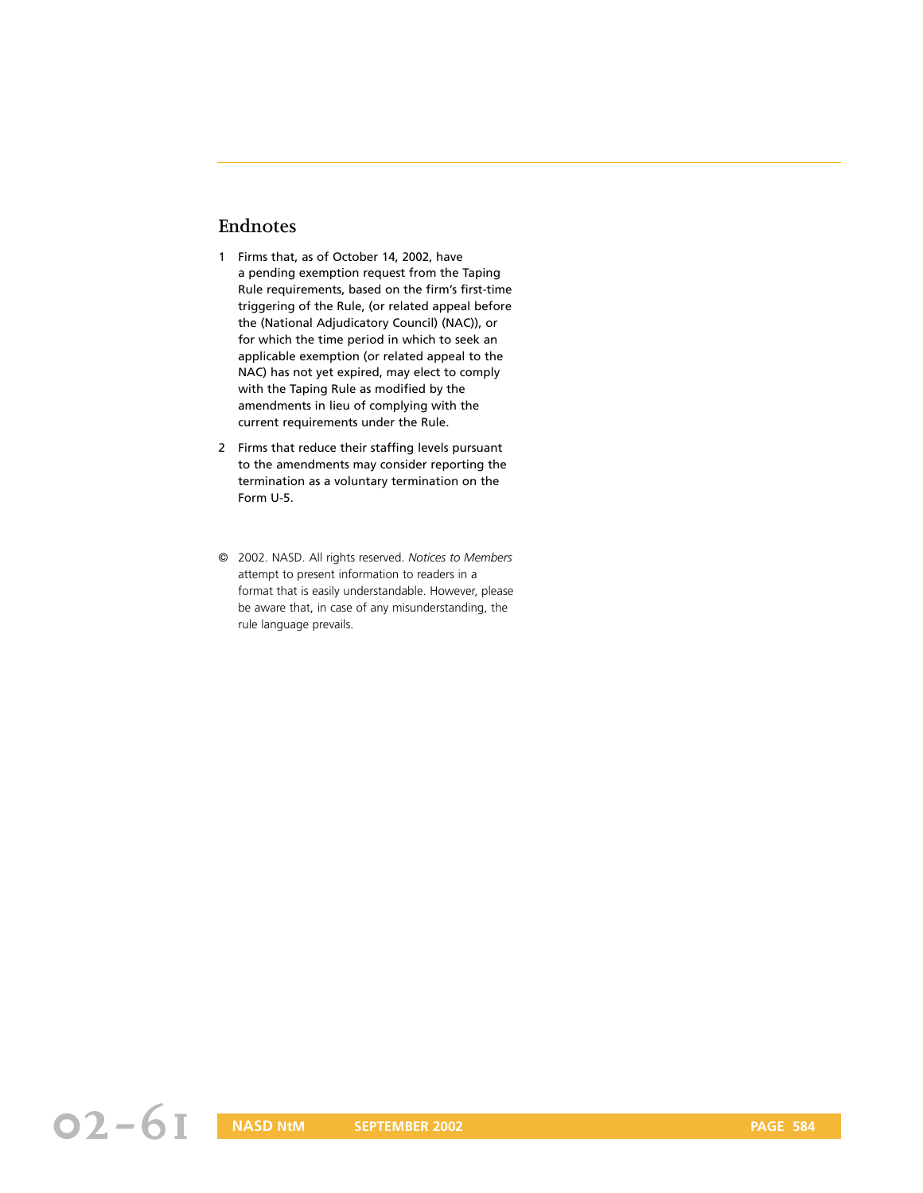## Endnotes

1. Firms that, as of October 14, 2002, have a pending exemption request from the Taping Rule requirements, based on the firm's first-time triggering of the Rule, (or related appeal before the (National Adjudicatory Council) (NAC)), or for which the time period in which to seek an applicable exemption (or related appeal to the NAC) has not yet expired, may elect to comply with the Taping Rule as modified by the amendments in lieu of complying with the current requirements under the Rule.

2. Firms that reduce their staffing levels pursuant to the amendments may consider reporting the termination as a voluntary termination on the Form U-5.

© 2002. NASD. All rights reserved. *Notices to Members* attempt to present information to readers in a format that is easily understandable. However, please be aware that, in case of any misunderstanding, the rule language prevails.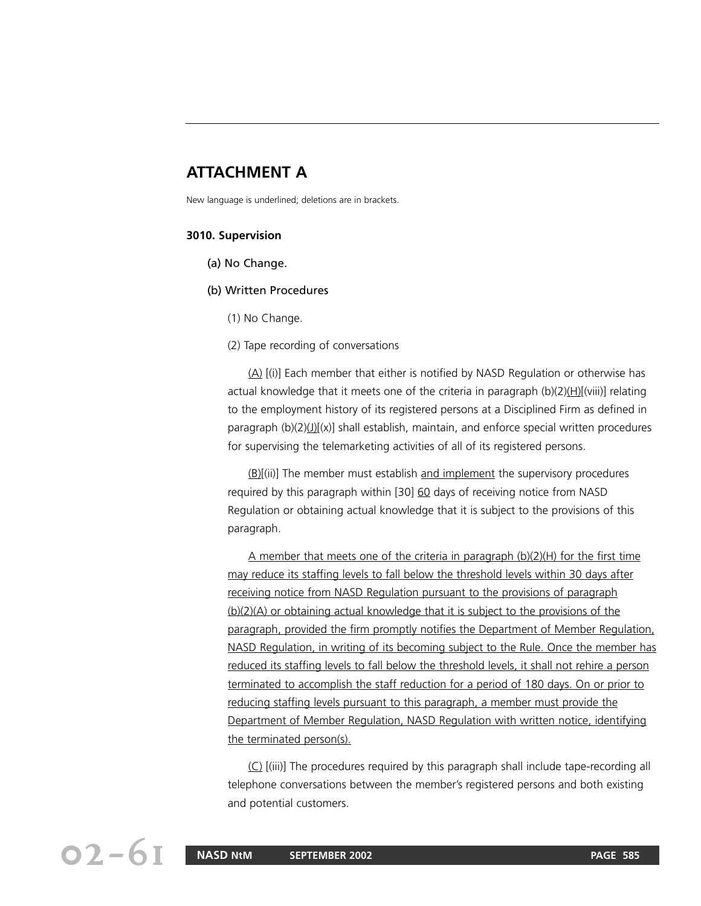## ATTACHMENT A

New language is underlined; deletions are in brackets.

### 3010. Supervision

(a) No Change.

(b) Written Procedures

(1) No Change.

(2) Tape recording of conversations

<u>(A)</u> [(i)] Each member that either is notified by NASD Regulation or otherwise has actual knowledge that it meets one of the criteria in paragraph (b)(2)<u>(H)</u>[(viii)] relating to the employment history of its registered persons at a Disciplined Firm as defined in paragraph (b)(2)<u>(J)</u>[(x)] shall establish, maintain, and enforce special written procedures for supervising the telemarketing activities of all of its registered persons.

<u>(B)</u>[(ii)] The member must establish <u>and implement</u> the supervisory procedures required by this paragraph within [30] <u>60</u> days of receiving notice from NASD Regulation or obtaining actual knowledge that it is subject to the provisions of this paragraph.

<u>A member that meets one of the criteria in paragraph (b)(2)(H) for the first time may reduce its staffing levels to fall below the threshold levels within 30 days after receiving notice from NASD Regulation pursuant to the provisions of paragraph (b)(2)(A) or obtaining actual knowledge that it is subject to the provisions of the paragraph, provided the firm promptly notifies the Department of Member Regulation, NASD Regulation, in writing of its becoming subject to the Rule. Once the member has reduced its staffing levels to fall below the threshold levels, it shall not rehire a person terminated to accomplish the staff reduction for a period of 180 days. On or prior to reducing staffing levels pursuant to this paragraph, a member must provide the Department of Member Regulation, NASD Regulation with written notice, identifying the terminated person(s).</u>

<u>(C)</u> [(iii)] The procedures required by this paragraph shall include tape-recording all telephone conversations between the member's registered persons and both existing and potential customers.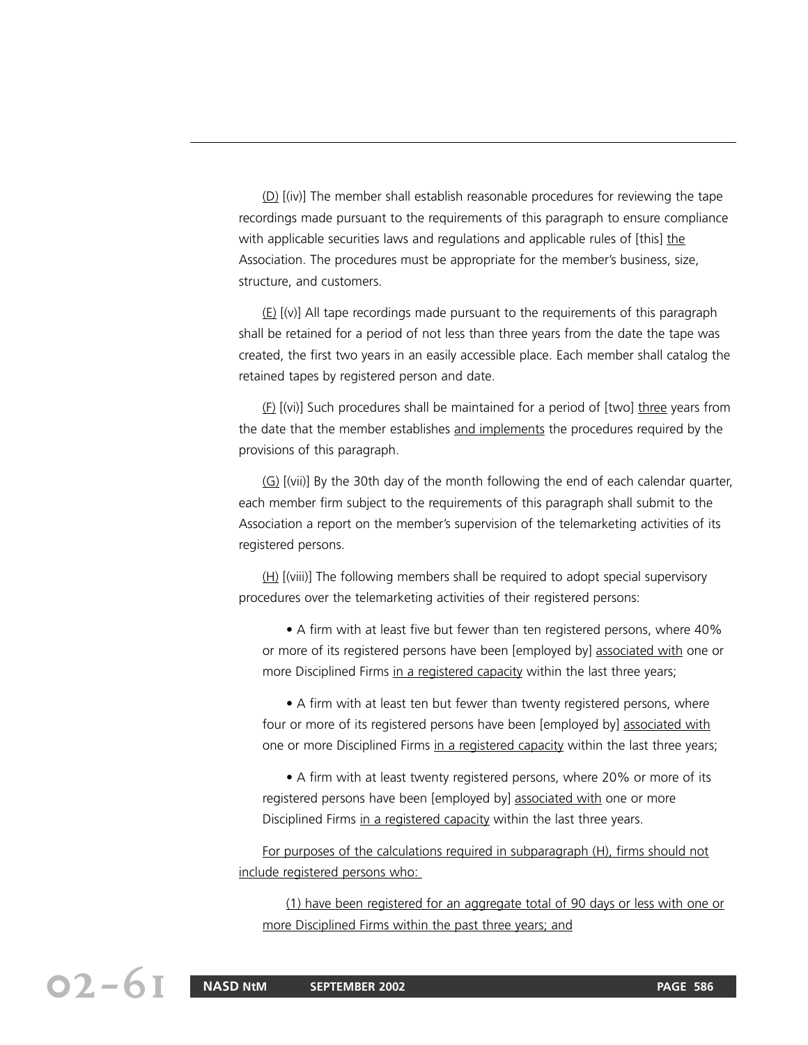(D) [(iv)] The member shall establish reasonable procedures for reviewing the tape recordings made pursuant to the requirements of this paragraph to ensure compliance with applicable securities laws and regulations and applicable rules of [this] the Association. The procedures must be appropriate for the member's business, size, structure, and customers.

(E) [(v)] All tape recordings made pursuant to the requirements of this paragraph shall be retained for a period of not less than three years from the date the tape was created, the first two years in an easily accessible place. Each member shall catalog the retained tapes by registered person and date.

(F) [(vi)] Such procedures shall be maintained for a period of [two] three years from the date that the member establishes and implements the procedures required by the provisions of this paragraph.

(G) [(vii)] By the 30th day of the month following the end of each calendar quarter, each member firm subject to the requirements of this paragraph shall submit to the Association a report on the member's supervision of the telemarketing activities of its registered persons.

(H) [(viii)] The following members shall be required to adopt special supervisory procedures over the telemarketing activities of their registered persons:

- A firm with at least five but fewer than ten registered persons, where 40% or more of its registered persons have been [employed by] associated with one or more Disciplined Firms in a registered capacity within the last three years;
- A firm with at least ten but fewer than twenty registered persons, where four or more of its registered persons have been [employed by] associated with one or more Disciplined Firms in a registered capacity within the last three years;
- A firm with at least twenty registered persons, where 20% or more of its registered persons have been [employed by] associated with one or more Disciplined Firms in a registered capacity within the last three years.

For purposes of the calculations required in subparagraph (H), firms should not include registered persons who:

(1) have been registered for an aggregate total of 90 days or less with one or more Disciplined Firms within the past three years; and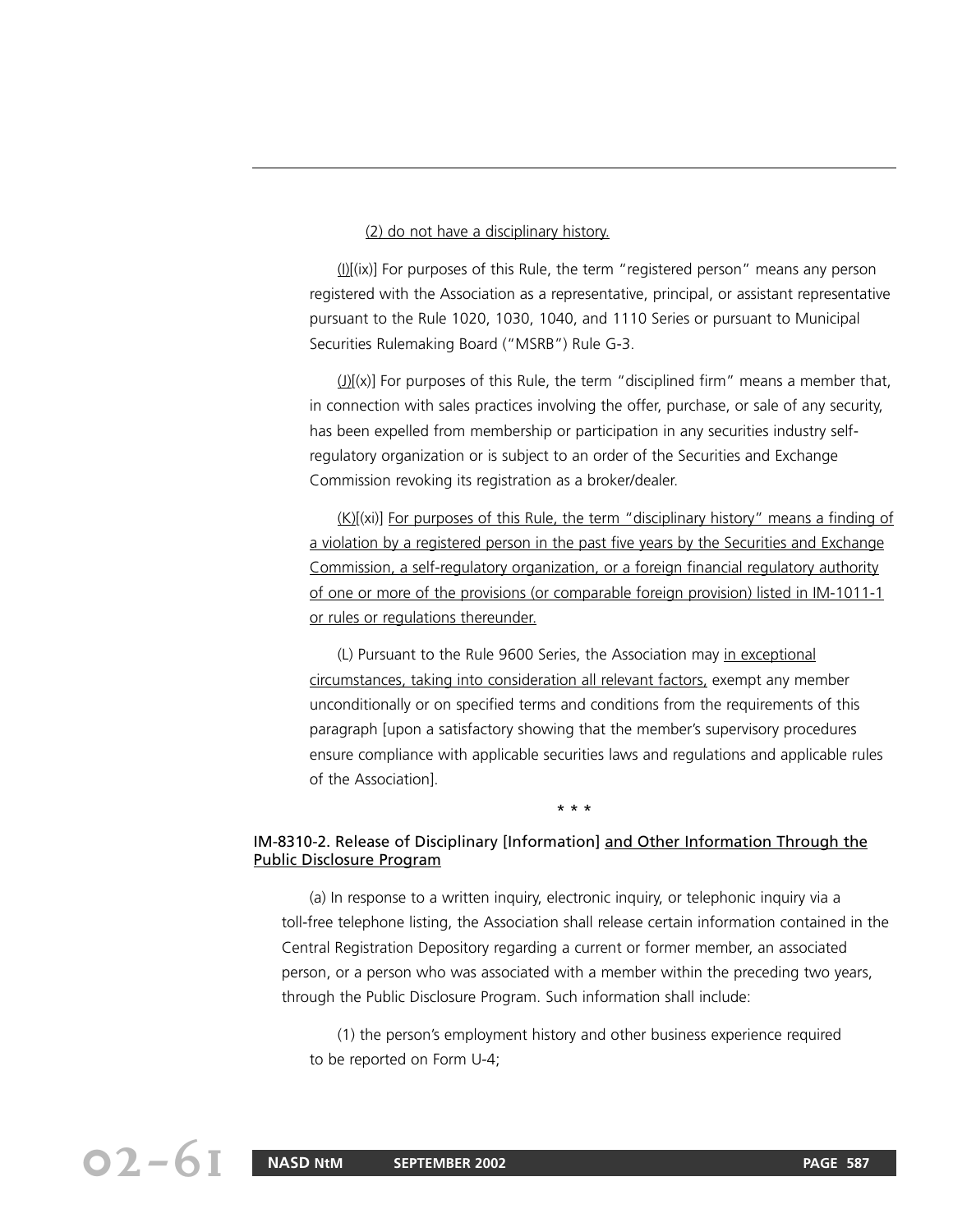(2) do not have a disciplinary history.

(I)[(ix)] For purposes of this Rule, the term "registered person" means any person registered with the Association as a representative, principal, or assistant representative pursuant to the Rule 1020, 1030, 1040, and 1110 Series or pursuant to Municipal Securities Rulemaking Board ("MSRB") Rule G-3.

(J)[(x)] For purposes of this Rule, the term "disciplined firm" means a member that, in connection with sales practices involving the offer, purchase, or sale of any security, has been expelled from membership or participation in any securities industry self-regulatory organization or is subject to an order of the Securities and Exchange Commission revoking its registration as a broker/dealer.

(K)[(xi)] For purposes of this Rule, the term "disciplinary history" means a finding of a violation by a registered person in the past five years by the Securities and Exchange Commission, a self-regulatory organization, or a foreign financial regulatory authority of one or more of the provisions (or comparable foreign provision) listed in IM-1011-1 or rules or regulations thereunder.

(L) Pursuant to the Rule 9600 Series, the Association may in exceptional circumstances, taking into consideration all relevant factors, exempt any member unconditionally or on specified terms and conditions from the requirements of this paragraph [upon a satisfactory showing that the member's supervisory procedures ensure compliance with applicable securities laws and regulations and applicable rules of the Association].

\* \* \*

#### IM-8310-2. Release of Disciplinary [Information] and Other Information Through the Public Disclosure Program

(a) In response to a written inquiry, electronic inquiry, or telephonic inquiry via a toll-free telephone listing, the Association shall release certain information contained in the Central Registration Depository regarding a current or former member, an associated person, or a person who was associated with a member within the preceding two years, through the Public Disclosure Program. Such information shall include:

(1) the person's employment history and other business experience required to be reported on Form U-4;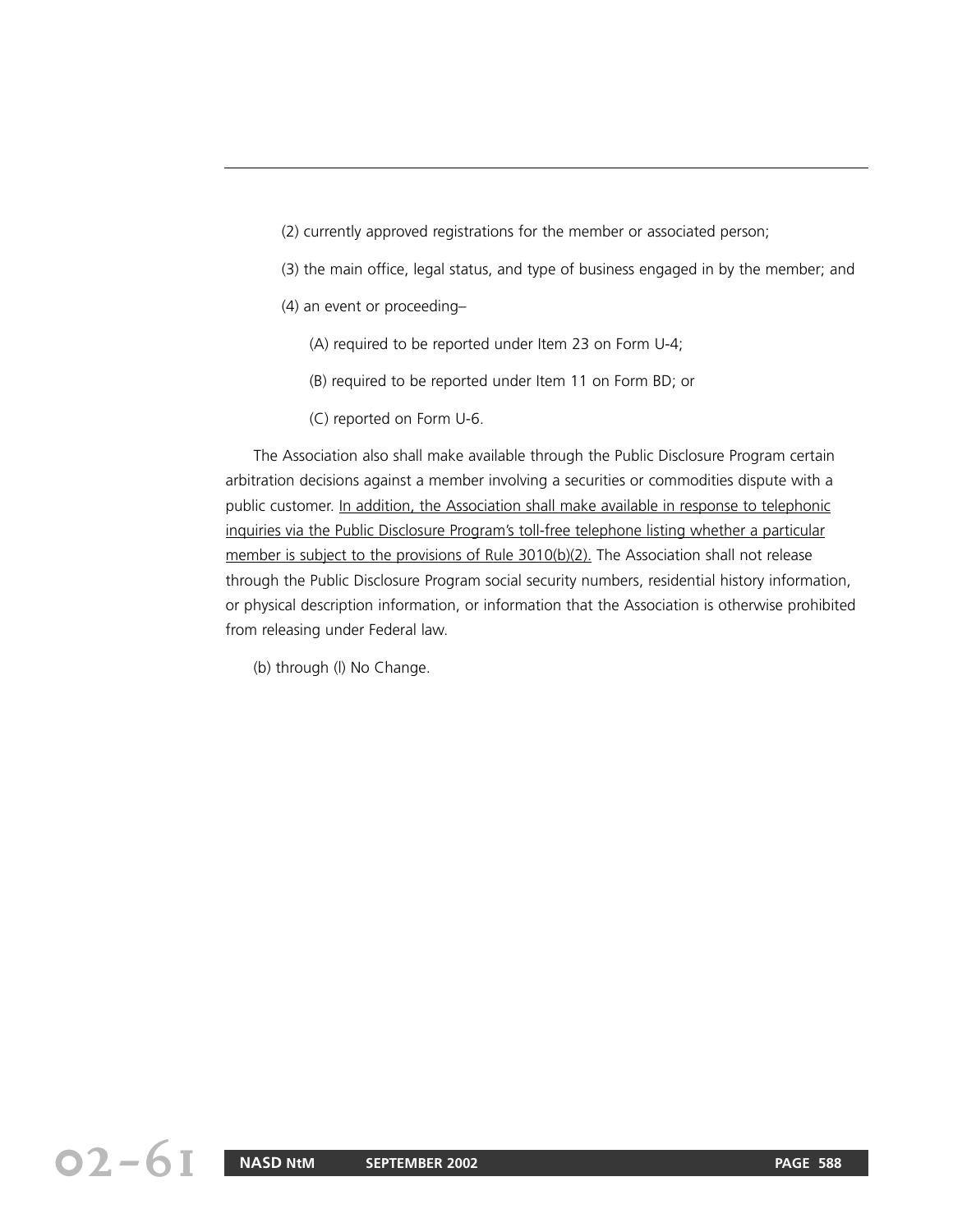(2) currently approved registrations for the member or associated person;

(3) the main office, legal status, and type of business engaged in by the member; and

(4) an event or proceeding–

(A) required to be reported under Item 23 on Form U-4;

(B) required to be reported under Item 11 on Form BD; or

(C) reported on Form U-6.

The Association also shall make available through the Public Disclosure Program certain arbitration decisions against a member involving a securities or commodities dispute with a public customer. <u>In addition, the Association shall make available in response to telephonic inquiries via the Public Disclosure Program's toll-free telephone listing whether a particular member is subject to the provisions of Rule 3010(b)(2).</u> The Association shall not release through the Public Disclosure Program social security numbers, residential history information, or physical description information, or information that the Association is otherwise prohibited from releasing under Federal law.

(b) through (l) No Change.